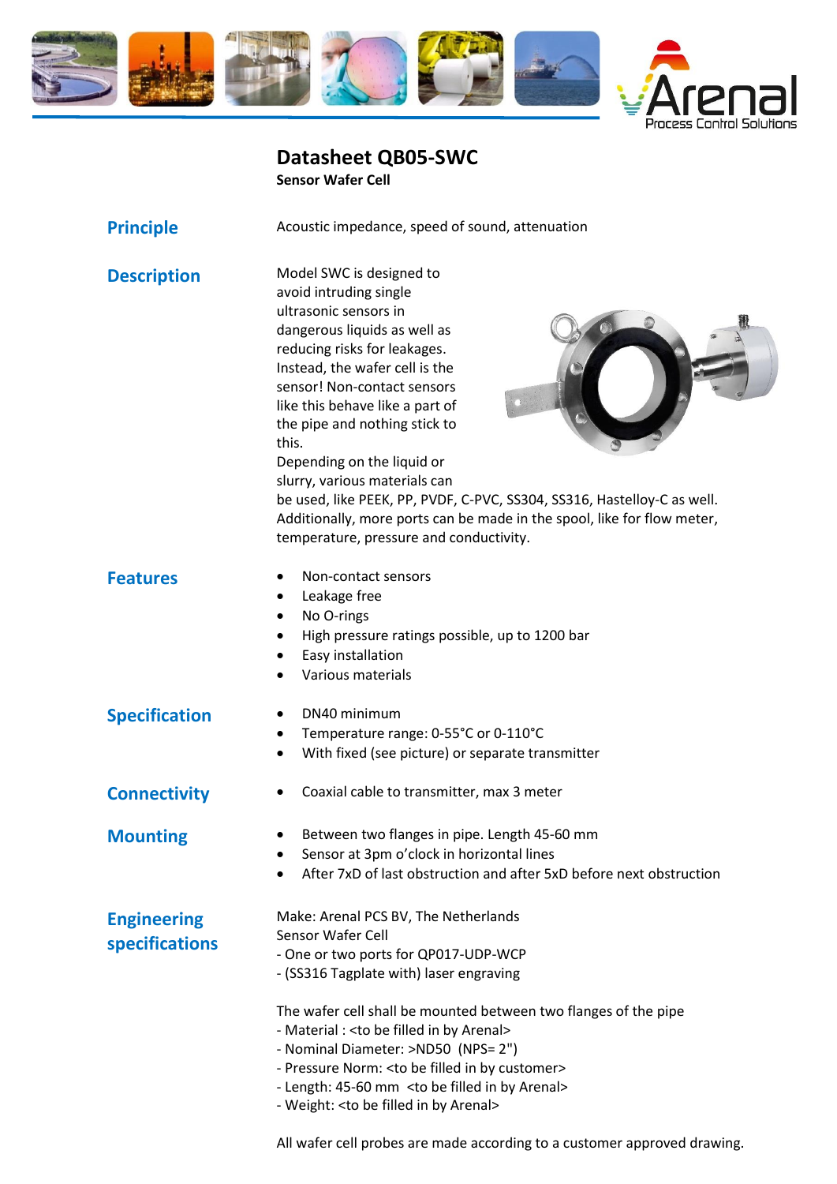# Datasheet QB05-SWC

**Sensor Wafer Cell**

## Principle

Acoustic impedance, speed of sound, attenuation

## Description

Model SWC is designed to avoid intruding single ultrasonic sensors in dangerous liquids as well as reducing risks for leakages. Instead, the wafer cell is the sensor! Non-contact sensors like this behave like a part of the pipe and nothing stick to this.
Depending on the liquid or slurry, various materials can be used, like PEEK, PP, PVDF, C-PVC, SS304, SS316, Hastelloy-C as well. Additionally, more ports can be made in the spool, like for flow meter, temperature, pressure and conductivity.

## Features

- Non-contact sensors
- Leakage free
- No O-rings
- High pressure ratings possible, up to 1200 bar
- Easy installation
- Various materials

## Specification

- DN40 minimum
- Temperature range: 0-55°C or 0-110°C
- With fixed (see picture) or separate transmitter

## Connectivity

- Coaxial cable to transmitter, max 3 meter

## Mounting

- Between two flanges in pipe. Length 45-60 mm
- Sensor at 3pm o'clock in horizontal lines
- After 7xD of last obstruction and after 5xD before next obstruction

## Engineering specifications

Make: Arenal PCS BV, The Netherlands
Sensor Wafer Cell
- One or two ports for QP017-UDP-WCP
- (SS316 Tagplate with) laser engraving

The wafer cell shall be mounted between two flanges of the pipe
- Material : <to be filled in by Arenal>
- Nominal Diameter: >ND50 (NPS= 2")
- Pressure Norm: <to be filled in by customer>
- Length: 45-60 mm <to be filled in by Arenal>
- Weight: <to be filled in by Arenal>

All wafer cell probes are made according to a customer approved drawing.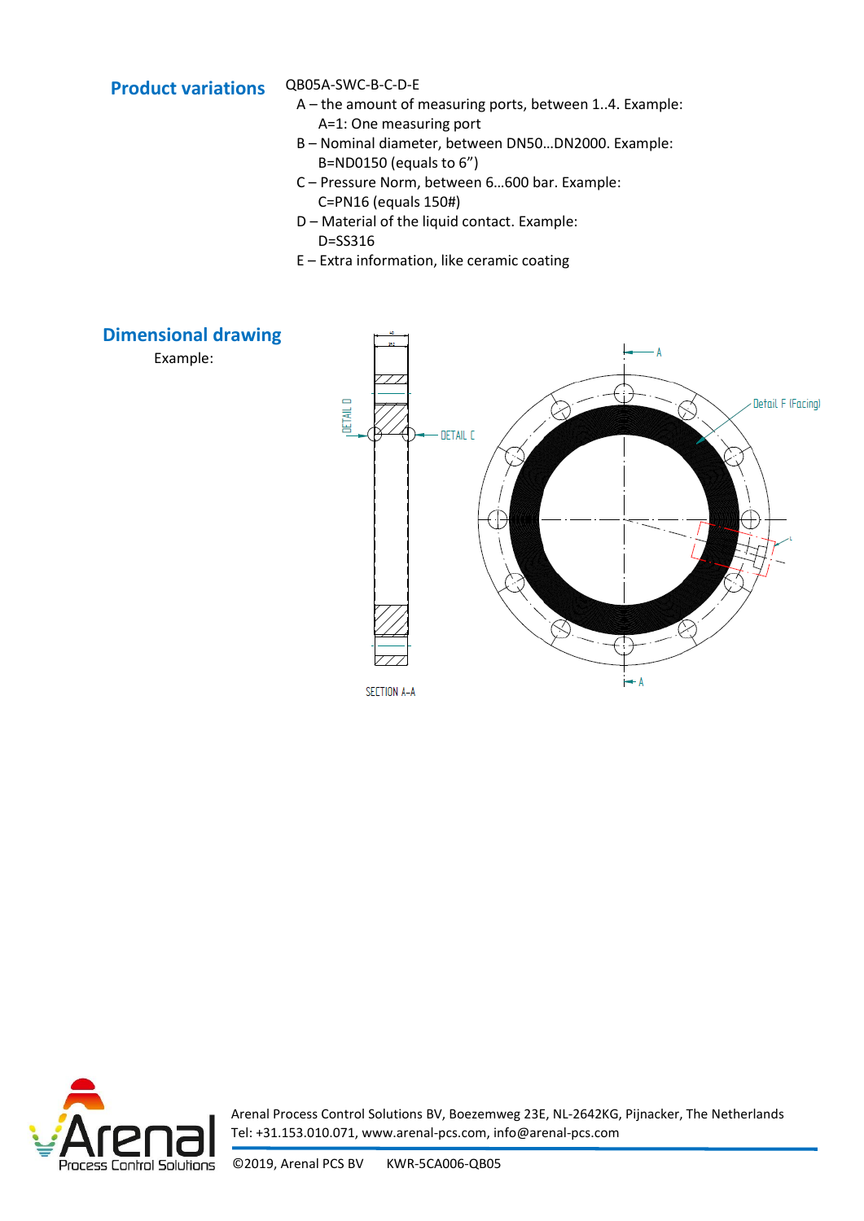## Product variations

QB05A-SWC-B-C-D-E

- A – the amount of measuring ports, between 1..4. Example:
  A=1: One measuring port
- B – Nominal diameter, between DN50...DN2000. Example:
  B=ND0150 (equals to 6")
- C – Pressure Norm, between 6...600 bar. Example:
  C=PN16 (equals 150#)
- D – Material of the liquid contact. Example:
  D=SS316
- E – Extra information, like ceramic coating

## Dimensional drawing

Example:

DETAIL D

DETAIL C

SECTION A–A

A

Detail F (Facing)

A

Arenal Process Control Solutions BV, Boezemweg 23E, NL-2642KG, Pijnacker, The Netherlands
Tel: +31.153.010.071, www.arenal-pcs.com, info@arenal-pcs.com

©2019, Arenal PCS BV KWR-5CA006-QB05